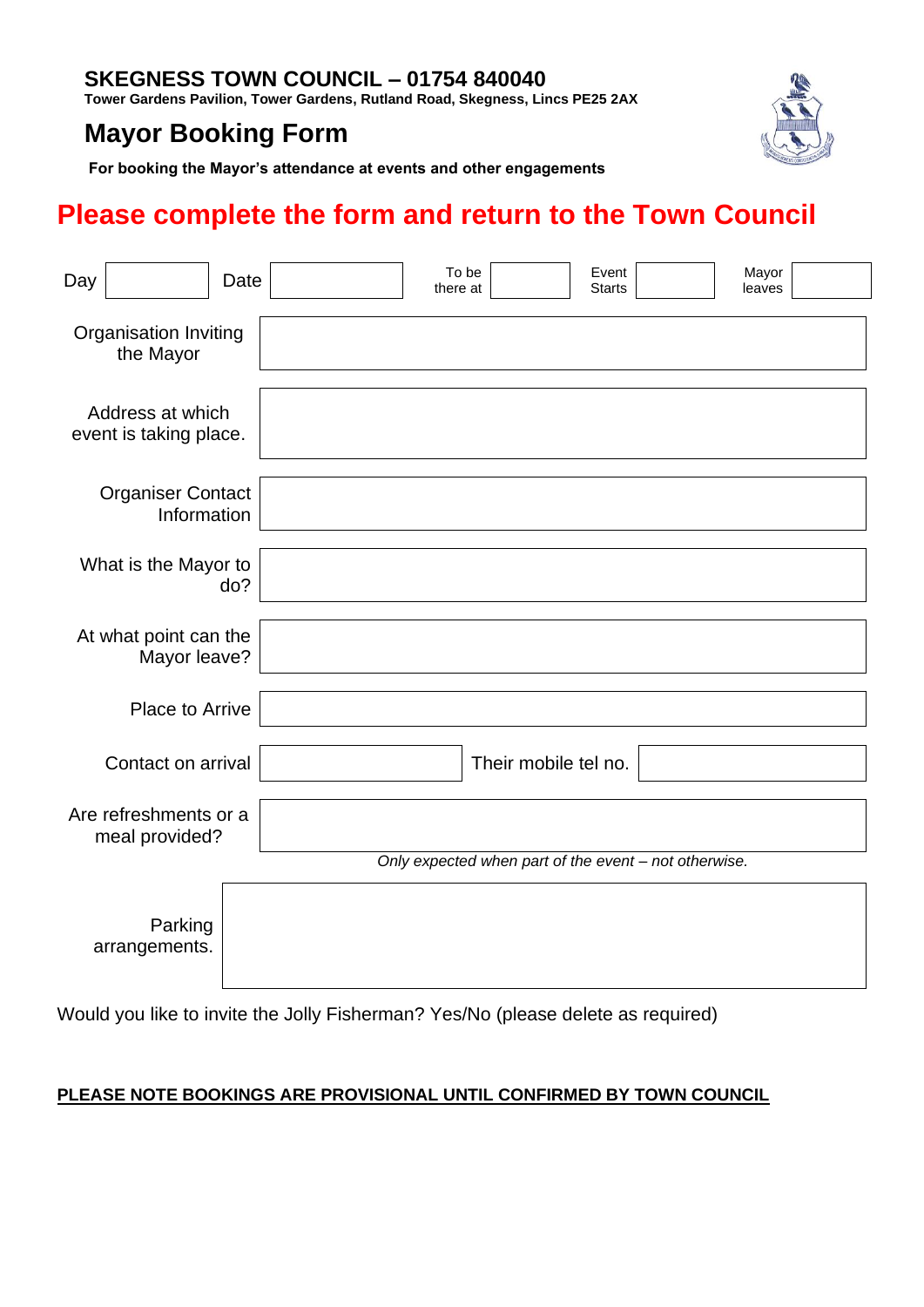## SKEGNESS TOWN COUNCIL – 01754 840040

**Tower Gardens Pavilion, Tower Gardens, Rutland Road, Skegness, Lincs PE25 2AX**

# Mayor Booking Form

**For booking the Mayor's attendance at events and other engagements**

## Please complete the form and return to the Town Council

| Day | | Date | | To be there at | | Event Starts | | Mayor leaves | |
|---|---|---|---|---|---|---|---|---|---|

| | |
|---|---|
| Organisation Inviting the Mayor | |
| Address at which event is taking place. | |
| Organiser Contact Information | |
| What is the Mayor to do? | |
| At what point can the Mayor leave? | |
| Place to Arrive | |

| | | | |
|---|---|---|---|
| Contact on arrival | | Their mobile tel no. | |

| | |
|---|---|
| Are refreshments or a meal provided? | |

*Only expected when part of the event – not otherwise.*

| | |
|---|---|
| Parking arrangements. | |

Would you like to invite the Jolly Fisherman? Yes/No (please delete as required)

**PLEASE NOTE BOOKINGS ARE PROVISIONAL UNTIL CONFIRMED BY TOWN COUNCIL**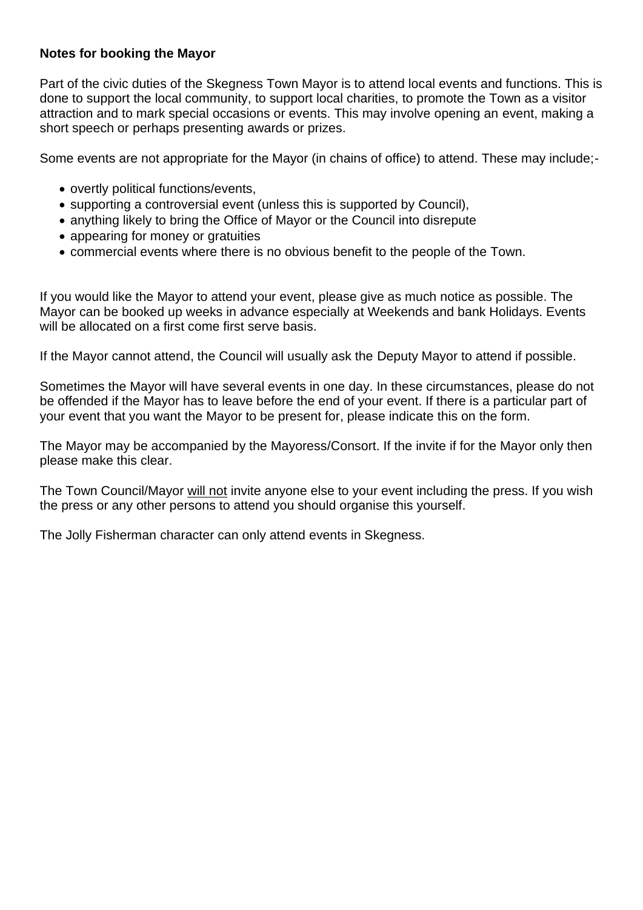**Notes for booking the Mayor**

Part of the civic duties of the Skegness Town Mayor is to attend local events and functions. This is done to support the local community, to support local charities, to promote the Town as a visitor attraction and to mark special occasions or events. This may involve opening an event, making a short speech or perhaps presenting awards or prizes.

Some events are not appropriate for the Mayor (in chains of office) to attend. These may include;-

- overtly political functions/events,
- supporting a controversial event (unless this is supported by Council),
- anything likely to bring the Office of Mayor or the Council into disrepute
- appearing for money or gratuities
- commercial events where there is no obvious benefit to the people of the Town.

If you would like the Mayor to attend your event, please give as much notice as possible. The Mayor can be booked up weeks in advance especially at Weekends and bank Holidays. Events will be allocated on a first come first serve basis.

If the Mayor cannot attend, the Council will usually ask the Deputy Mayor to attend if possible.

Sometimes the Mayor will have several events in one day. In these circumstances, please do not be offended if the Mayor has to leave before the end of your event. If there is a particular part of your event that you want the Mayor to be present for, please indicate this on the form.

The Mayor may be accompanied by the Mayoress/Consort. If the invite if for the Mayor only then please make this clear.

The Town Council/Mayor will not invite anyone else to your event including the press. If you wish the press or any other persons to attend you should organise this yourself.

The Jolly Fisherman character can only attend events in Skegness.